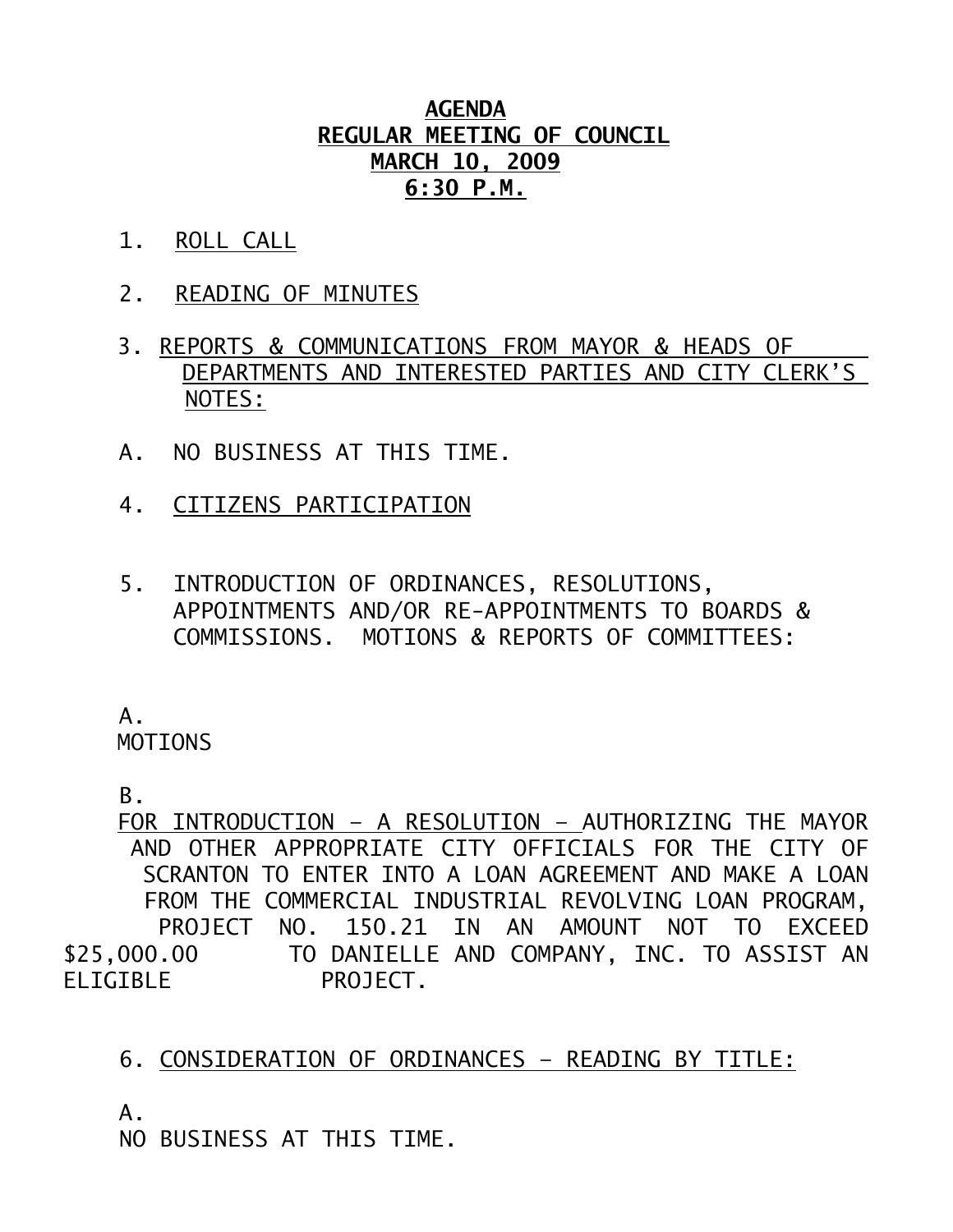# AGENDA
## REGULAR MEETING OF COUNCIL
## MARCH 10, 2009
## 6:30 P.M.

1. ROLL CALL

2. READING OF MINUTES

3. REPORTS & COMMUNICATIONS FROM MAYOR & HEADS OF DEPARTMENTS AND INTERESTED PARTIES AND CITY CLERK'S NOTES:

A. NO BUSINESS AT THIS TIME.

4. CITIZENS PARTICIPATION

5. INTRODUCTION OF ORDINANCES, RESOLUTIONS, APPOINTMENTS AND/OR RE-APPOINTMENTS TO BOARDS & COMMISSIONS. MOTIONS & REPORTS OF COMMITTEES:

A.
MOTIONS

B.
FOR INTRODUCTION – A RESOLUTION – AUTHORIZING THE MAYOR AND OTHER APPROPRIATE CITY OFFICIALS FOR THE CITY OF SCRANTON TO ENTER INTO A LOAN AGREEMENT AND MAKE A LOAN FROM THE COMMERCIAL INDUSTRIAL REVOLVING LOAN PROGRAM, PROJECT NO. 150.21 IN AN AMOUNT NOT TO EXCEED $25,000.00 TO DANIELLE AND COMPANY, INC. TO ASSIST AN ELIGIBLE PROJECT.

6. CONSIDERATION OF ORDINANCES – READING BY TITLE:

A.
NO BUSINESS AT THIS TIME.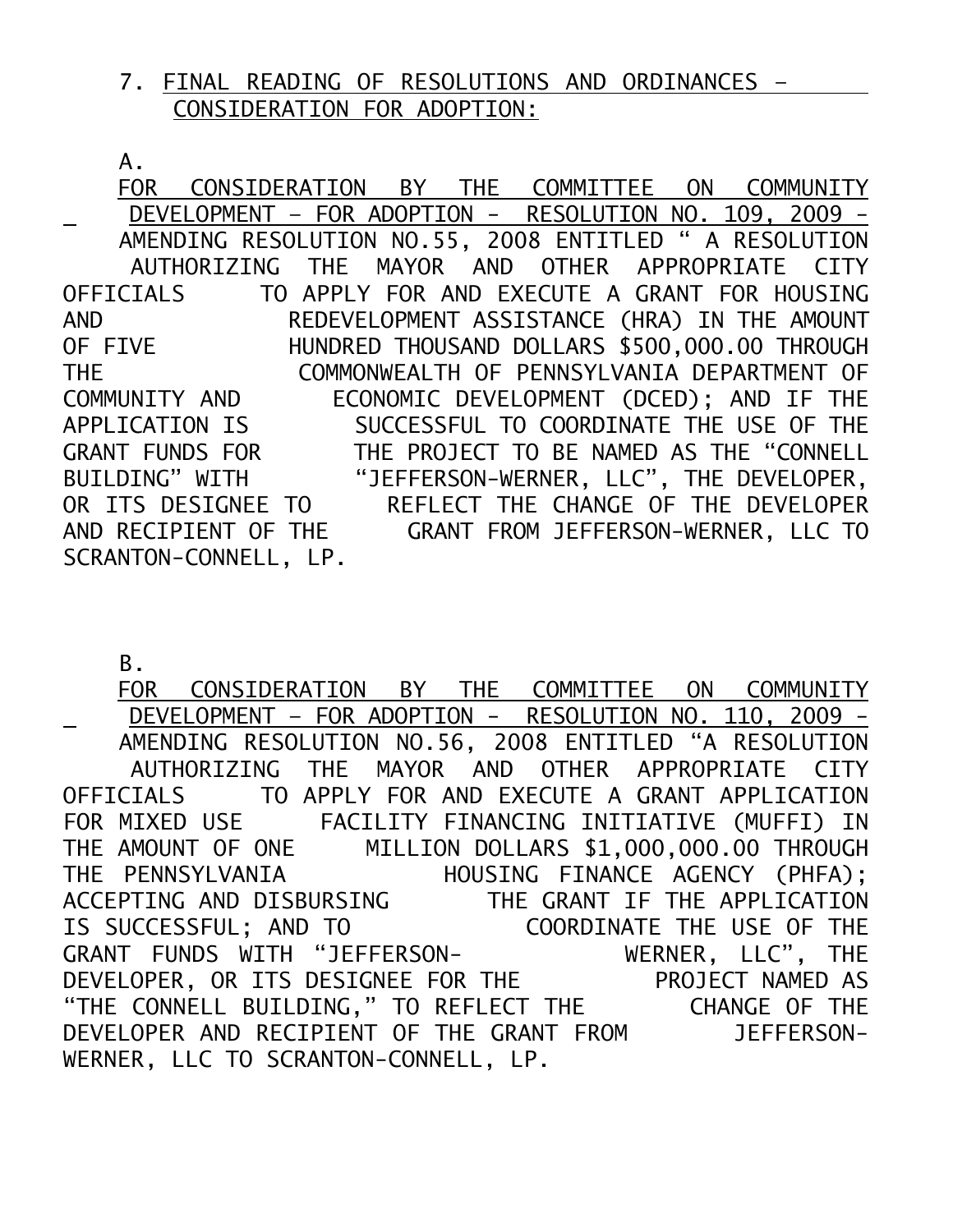7. FINAL READING OF RESOLUTIONS AND ORDINANCES – CONSIDERATION FOR ADOPTION:

A. FOR CONSIDERATION BY THE COMMITTEE ON COMMUNITY DEVELOPMENT – FOR ADOPTION - RESOLUTION NO. 109, 2009 - AMENDING RESOLUTION NO.55, 2008 ENTITLED " A RESOLUTION AUTHORIZING THE MAYOR AND OTHER APPROPRIATE CITY OFFICIALS TO APPLY FOR AND EXECUTE A GRANT FOR HOUSING AND REDEVELOPMENT ASSISTANCE (HRA) IN THE AMOUNT OF FIVE HUNDRED THOUSAND DOLLARS $500,000.00 THROUGH THE COMMONWEALTH OF PENNSYLVANIA DEPARTMENT OF COMMUNITY AND ECONOMIC DEVELOPMENT (DCED); AND IF THE APPLICATION IS SUCCESSFUL TO COORDINATE THE USE OF THE GRANT FUNDS FOR THE PROJECT TO BE NAMED AS THE "CONNELL BUILDING" WITH "JEFFERSON-WERNER, LLC", THE DEVELOPER, OR ITS DESIGNEE TO REFLECT THE CHANGE OF THE DEVELOPER AND RECIPIENT OF THE GRANT FROM JEFFERSON-WERNER, LLC TO SCRANTON-CONNELL, LP.

B. FOR CONSIDERATION BY THE COMMITTEE ON COMMUNITY DEVELOPMENT – FOR ADOPTION - RESOLUTION NO. 110, 2009 - AMENDING RESOLUTION NO.56, 2008 ENTITLED "A RESOLUTION AUTHORIZING THE MAYOR AND OTHER APPROPRIATE CITY OFFICIALS TO APPLY FOR AND EXECUTE A GRANT APPLICATION FOR MIXED USE FACILITY FINANCING INITIATIVE (MUFFI) IN THE AMOUNT OF ONE MILLION DOLLARS $1,000,000.00 THROUGH THE PENNSYLVANIA HOUSING FINANCE AGENCY (PHFA); ACCEPTING AND DISBURSING THE GRANT IF THE APPLICATION IS SUCCESSFUL; AND TO COORDINATE THE USE OF THE GRANT FUNDS WITH "JEFFERSON-WERNER, LLC", THE DEVELOPER, OR ITS DESIGNEE FOR THE PROJECT NAMED AS "THE CONNELL BUILDING," TO REFLECT THE CHANGE OF THE DEVELOPER AND RECIPIENT OF THE GRANT FROM JEFFERSON-WERNER, LLC TO SCRANTON-CONNELL, LP.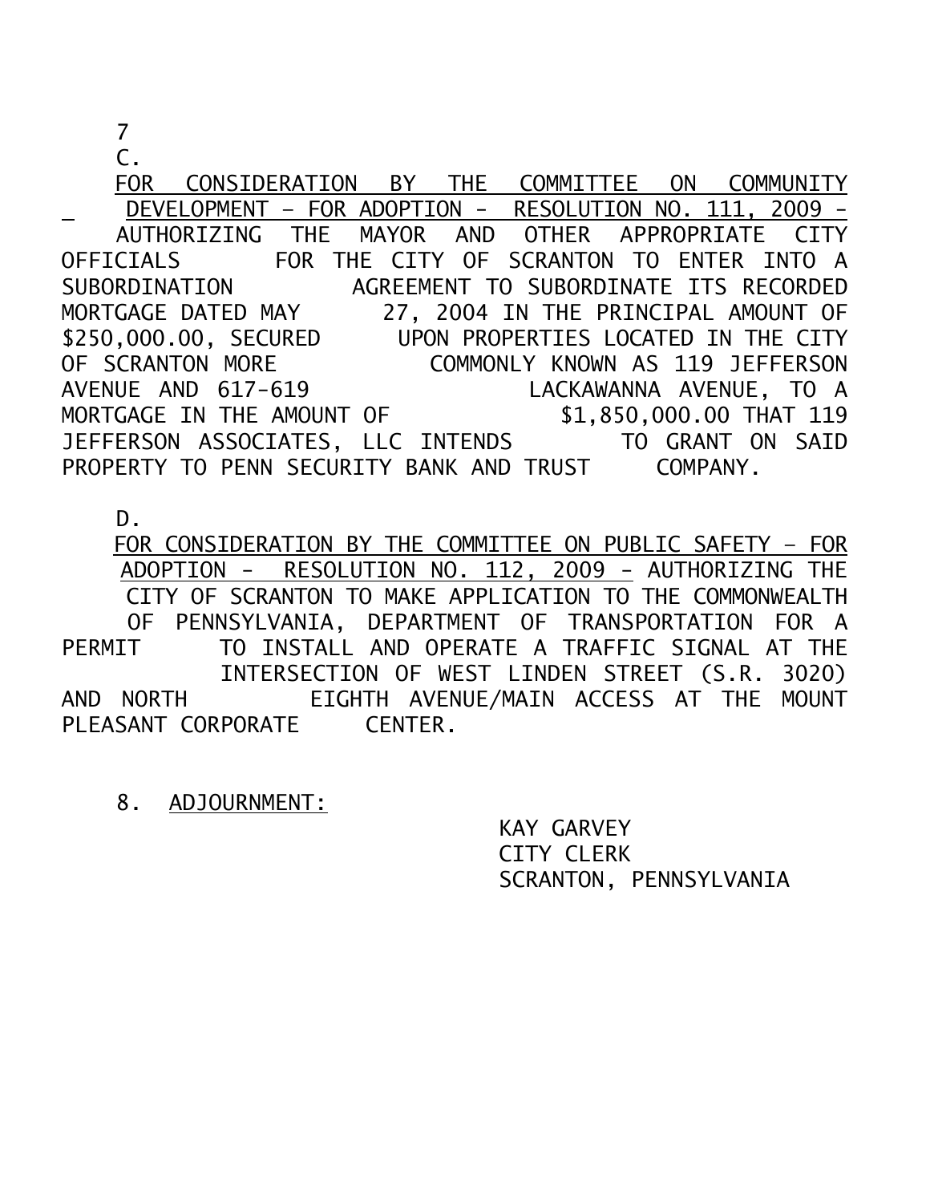7

C.

FOR CONSIDERATION BY THE COMMITTEE ON COMMUNITY DEVELOPMENT – FOR ADOPTION - RESOLUTION NO. 111, 2009 - AUTHORIZING THE MAYOR AND OTHER APPROPRIATE CITY OFFICIALS FOR THE CITY OF SCRANTON TO ENTER INTO A SUBORDINATION AGREEMENT TO SUBORDINATE ITS RECORDED MORTGAGE DATED MAY 27, 2004 IN THE PRINCIPAL AMOUNT OF $250,000.00, SECURED UPON PROPERTIES LOCATED IN THE CITY OF SCRANTON MORE COMMONLY KNOWN AS 119 JEFFERSON AVENUE AND 617-619 LACKAWANNA AVENUE, TO A MORTGAGE IN THE AMOUNT OF $1,850,000.00 THAT 119 JEFFERSON ASSOCIATES, LLC INTENDS TO GRANT ON SAID PROPERTY TO PENN SECURITY BANK AND TRUST COMPANY.

D.

FOR CONSIDERATION BY THE COMMITTEE ON PUBLIC SAFETY – FOR ADOPTION - RESOLUTION NO. 112, 2009 - AUTHORIZING THE CITY OF SCRANTON TO MAKE APPLICATION TO THE COMMONWEALTH OF PENNSYLVANIA, DEPARTMENT OF TRANSPORTATION FOR A PERMIT TO INSTALL AND OPERATE A TRAFFIC SIGNAL AT THE INTERSECTION OF WEST LINDEN STREET (S.R. 3020) AND NORTH EIGHTH AVENUE/MAIN ACCESS AT THE MOUNT PLEASANT CORPORATE CENTER.

8. ADJOURNMENT:

KAY GARVEY
CITY CLERK
SCRANTON, PENNSYLVANIA